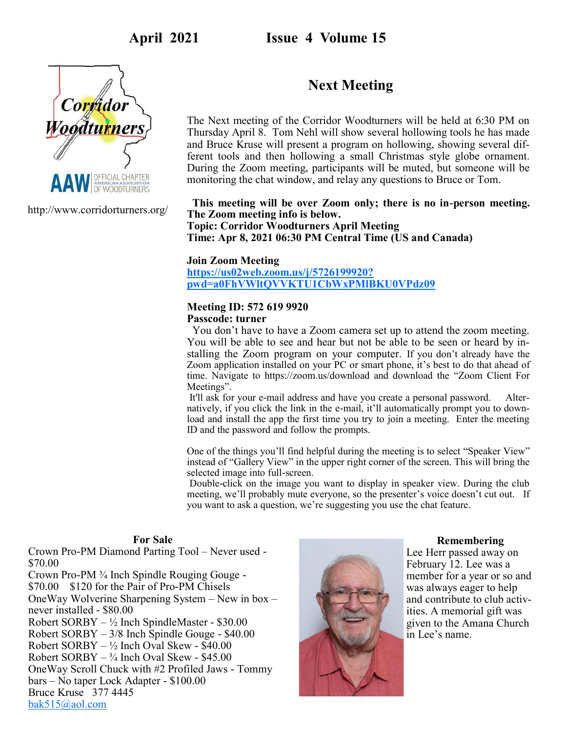April 2021 Issue 4 Volume 15

Corridor Woodturners

AAW OFFICIAL CHAPTER AMERICAN ASSOCIATION OF WOODTURNERS

http://www.corridorturners.org/

## Next Meeting

The Next meeting of the Corridor Woodturners will be held at 6:30 PM on Thursday April 8. Tom Nehl will show several hollowing tools he has made and Bruce Kruse will present a program on hollowing, showing several different tools and then hollowing a small Christmas style globe ornament. During the Zoom meeting, participants will be muted, but someone will be monitoring the chat window, and relay any questions to Bruce or Tom.

**This meeting will be over Zoom only; there is no in-person meeting. The Zoom meeting info is below.**
**Topic: Corridor Woodturners April Meeting**
**Time: Apr 8, 2021 06:30 PM Central Time (US and Canada)**

**Join Zoom Meeting**
**https://us02web.zoom.us/j/5726199920?pwd=a0FhVWltQVVKTU1CbWxPMlBKU0VPdz09**

**Meeting ID: 572 619 9920**
**Passcode: turner**

You don't have to have a Zoom camera set up to attend the zoom meeting. You will be able to see and hear but not be able to be seen or heard by installing the Zoom program on your computer. If you don't already have the Zoom application installed on your PC or smart phone, it's best to do that ahead of time. Navigate to https://zoom.us/download and download the "Zoom Client For Meetings".

It'll ask for your e-mail address and have you create a personal password. Alternatively, if you click the link in the e-mail, it'll automatically prompt you to download and install the app the first time you try to join a meeting. Enter the meeting ID and the password and follow the prompts.

One of the things you'll find helpful during the meeting is to select "Speaker View" instead of "Gallery View" in the upper right corner of the screen. This will bring the selected image into full-screen.

Double-click on the image you want to display in speaker view. During the club meeting, we'll probably mute everyone, so the presenter's voice doesn't cut out. If you want to ask a question, we're suggesting you use the chat feature.

### For Sale

Crown Pro-PM Diamond Parting Tool – Never used - $70.00
Crown Pro-PM ¾ Inch Spindle Rouging Gouge - $70.00 $120 for the Pair of Pro-PM Chisels
OneWay Wolverine Sharpening System – New in box – never installed - $80.00
Robert SORBY – ½ Inch SpindleMaster - $30.00
Robert SORBY – 3/8 Inch Spindle Gouge - $40.00
Robert SORBY – ½ Inch Oval Skew - $40.00
Robert SORBY – ¾ Inch Oval Skew - $45.00
OneWay Scroll Chuck with #2 Profiled Jaws - Tommy bars – No taper Lock Adapter - $100.00
Bruce Kruse 377 4445
bak515@aol.com

### Remembering

Lee Herr passed away on February 12. Lee was a member for a year or so and was always eager to help and contribute to club activities. A memorial gift was given to the Amana Church in Lee's name.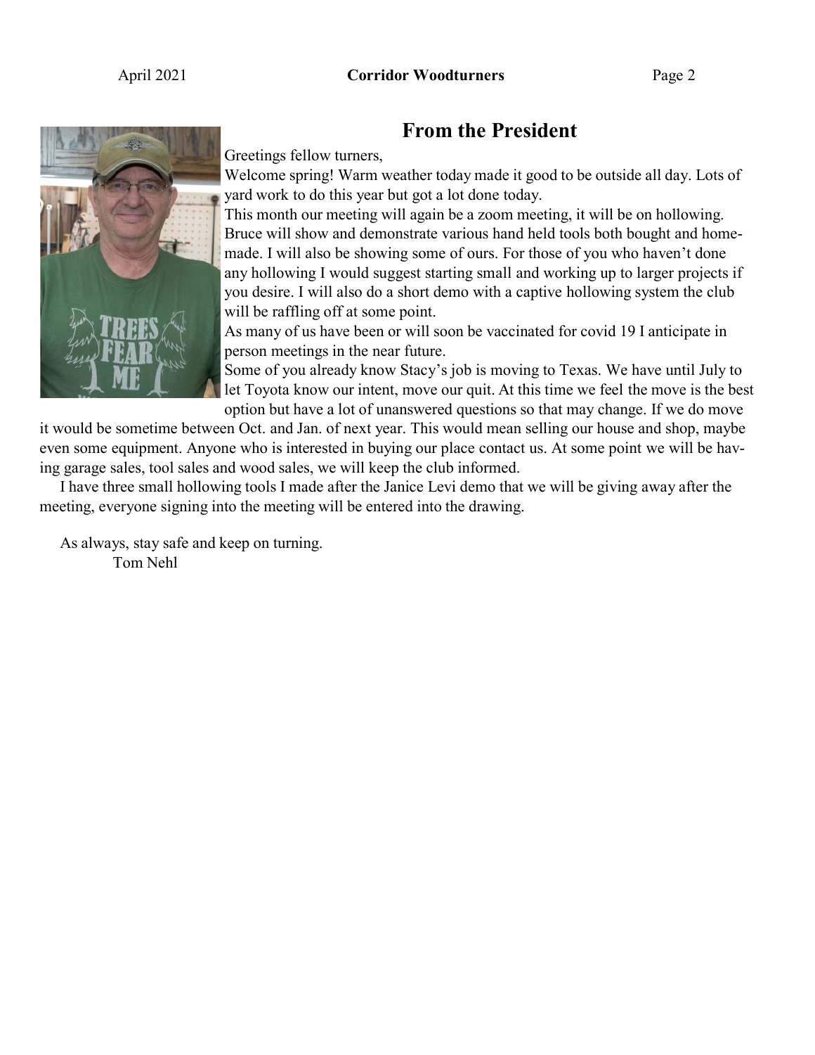## From the President

Greetings fellow turners,

Welcome spring! Warm weather today made it good to be outside all day. Lots of yard work to do this year but got a lot done today.

This month our meeting will again be a zoom meeting, it will be on hollowing. Bruce will show and demonstrate various hand held tools both bought and home-made. I will also be showing some of ours. For those of you who haven't done any hollowing I would suggest starting small and working up to larger projects if you desire. I will also do a short demo with a captive hollowing system the club will be raffling off at some point.

As many of us have been or will soon be vaccinated for covid 19 I anticipate in person meetings in the near future.

Some of you already know Stacy's job is moving to Texas. We have until July to let Toyota know our intent, move our quit. At this time we feel the move is the best option but have a lot of unanswered questions so that may change. If we do move it would be sometime between Oct. and Jan. of next year. This would mean selling our house and shop, maybe even some equipment. Anyone who is interested in buying our place contact us. At some point we will be having garage sales, tool sales and wood sales, we will keep the club informed.

I have three small hollowing tools I made after the Janice Levi demo that we will be giving away after the meeting, everyone signing into the meeting will be entered into the drawing.

As always, stay safe and keep on turning.

Tom Nehl